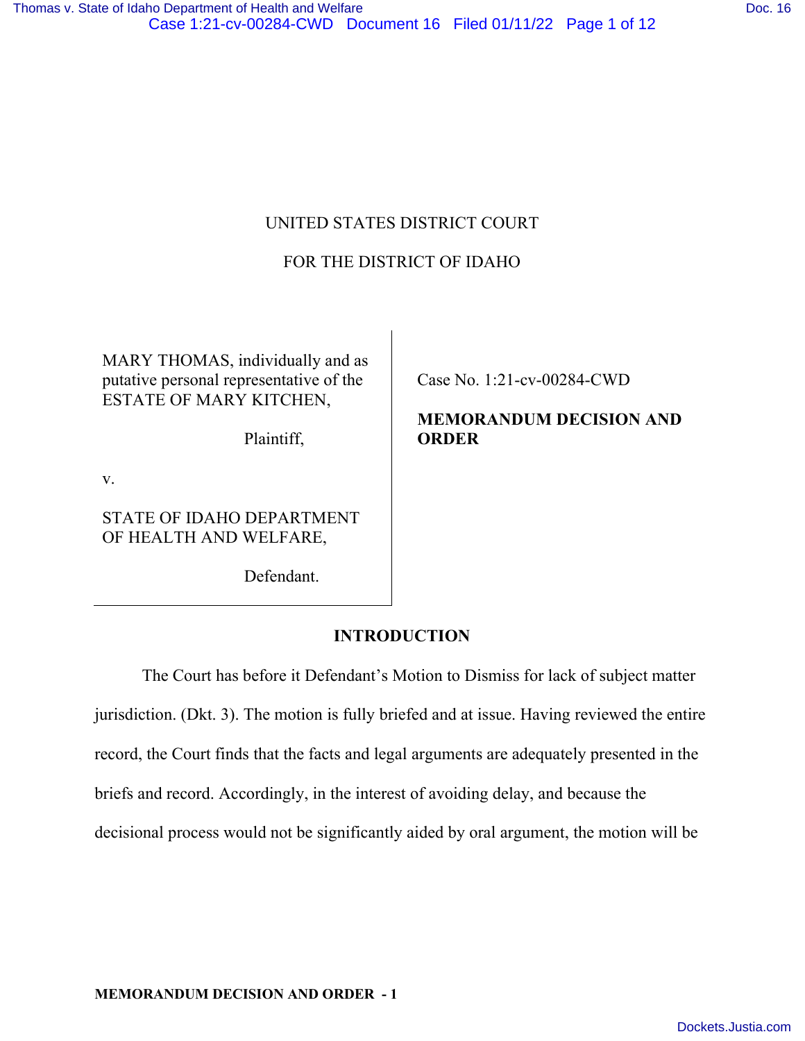UNITED STATES DISTRICT COURT

FOR THE DISTRICT OF IDAHO

MARY THOMAS, individually and as putative personal representative of the ESTATE OF MARY KITCHEN,

Plaintiff,

v.

STATE OF IDAHO DEPARTMENT OF HEALTH AND WELFARE,

Defendant.

Case No. 1:21-cv-00284-CWD

**MEMORANDUM DECISION AND ORDER**

## INTRODUCTION

The Court has before it Defendant's Motion to Dismiss for lack of subject matter jurisdiction. (Dkt. 3). The motion is fully briefed and at issue. Having reviewed the entire record, the Court finds that the facts and legal arguments are adequately presented in the briefs and record. Accordingly, in the interest of avoiding delay, and because the decisional process would not be significantly aided by oral argument, the motion will be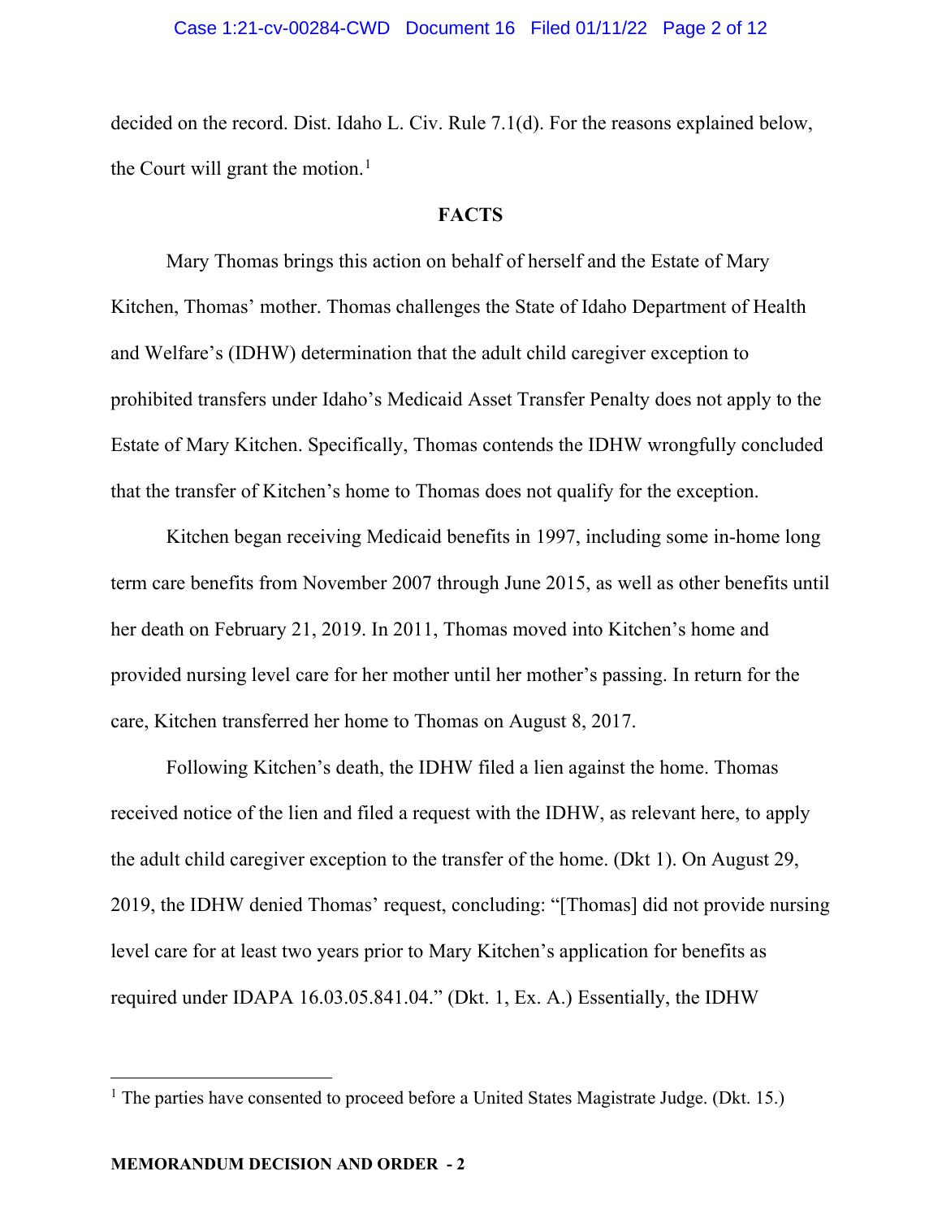decided on the record. Dist. Idaho L. Civ. Rule 7.1(d). For the reasons explained below, the Court will grant the motion.[1]

**FACTS**

Mary Thomas brings this action on behalf of herself and the Estate of Mary Kitchen, Thomas' mother. Thomas challenges the State of Idaho Department of Health and Welfare's (IDHW) determination that the adult child caregiver exception to prohibited transfers under Idaho's Medicaid Asset Transfer Penalty does not apply to the Estate of Mary Kitchen. Specifically, Thomas contends the IDHW wrongfully concluded that the transfer of Kitchen's home to Thomas does not qualify for the exception.

Kitchen began receiving Medicaid benefits in 1997, including some in-home long term care benefits from November 2007 through June 2015, as well as other benefits until her death on February 21, 2019. In 2011, Thomas moved into Kitchen's home and provided nursing level care for her mother until her mother's passing. In return for the care, Kitchen transferred her home to Thomas on August 8, 2017.

Following Kitchen's death, the IDHW filed a lien against the home. Thomas received notice of the lien and filed a request with the IDHW, as relevant here, to apply the adult child caregiver exception to the transfer of the home. (Dkt 1). On August 29, 2019, the IDHW denied Thomas' request, concluding: "[Thomas] did not provide nursing level care for at least two years prior to Mary Kitchen's application for benefits as required under IDAPA 16.03.05.841.04." (Dkt. 1, Ex. A.) Essentially, the IDHW

---

[1] The parties have consented to proceed before a United States Magistrate Judge. (Dkt. 15.)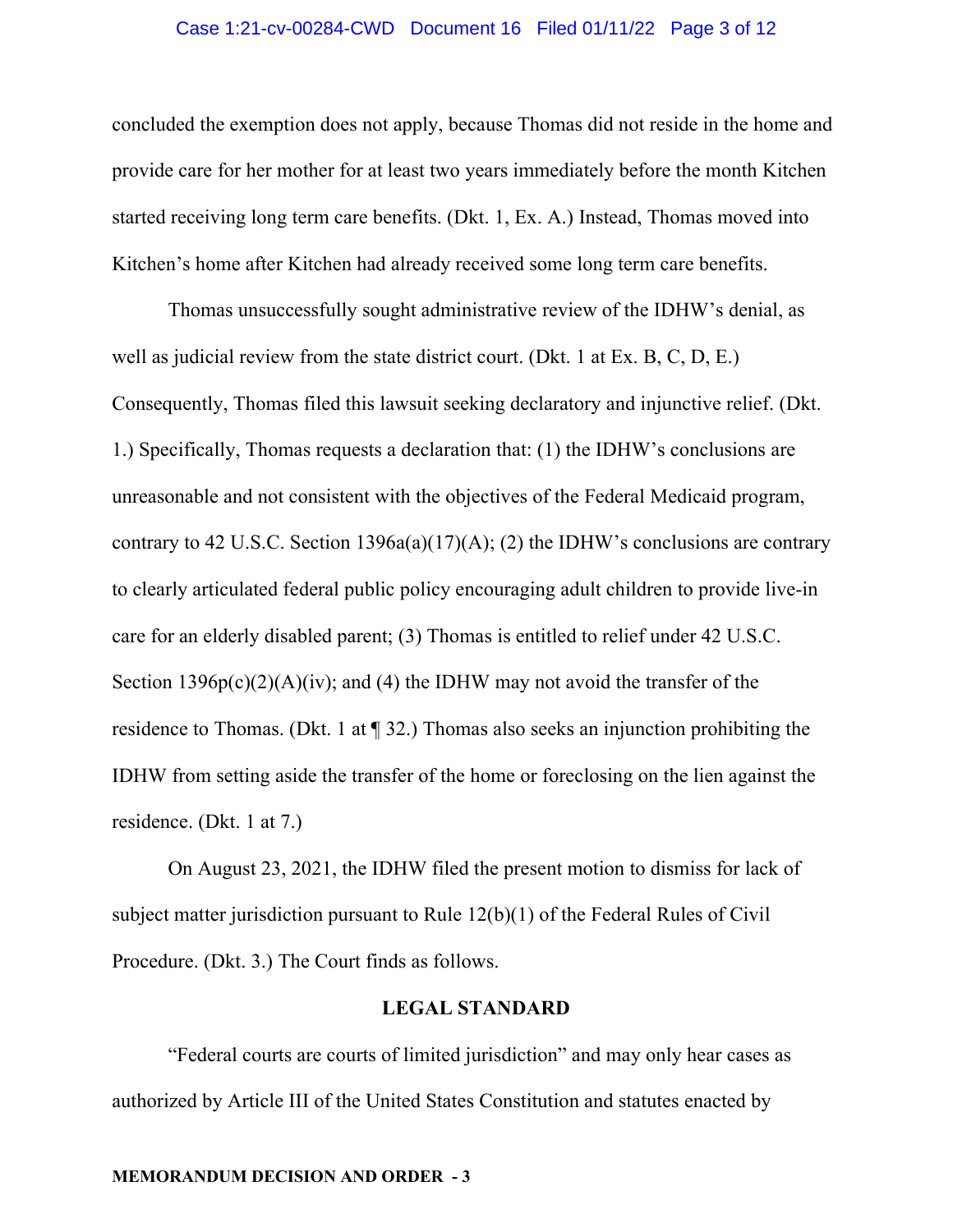concluded the exemption does not apply, because Thomas did not reside in the home and provide care for her mother for at least two years immediately before the month Kitchen started receiving long term care benefits. (Dkt. 1, Ex. A.) Instead, Thomas moved into Kitchen's home after Kitchen had already received some long term care benefits.

Thomas unsuccessfully sought administrative review of the IDHW's denial, as well as judicial review from the state district court. (Dkt. 1 at Ex. B, C, D, E.) Consequently, Thomas filed this lawsuit seeking declaratory and injunctive relief. (Dkt. 1.) Specifically, Thomas requests a declaration that: (1) the IDHW's conclusions are unreasonable and not consistent with the objectives of the Federal Medicaid program, contrary to 42 U.S.C. Section 1396a(a)(17)(A); (2) the IDHW's conclusions are contrary to clearly articulated federal public policy encouraging adult children to provide live-in care for an elderly disabled parent; (3) Thomas is entitled to relief under 42 U.S.C. Section 1396p(c)(2)(A)(iv); and (4) the IDHW may not avoid the transfer of the residence to Thomas. (Dkt. 1 at ¶ 32.) Thomas also seeks an injunction prohibiting the IDHW from setting aside the transfer of the home or foreclosing on the lien against the residence. (Dkt. 1 at 7.)

On August 23, 2021, the IDHW filed the present motion to dismiss for lack of subject matter jurisdiction pursuant to Rule 12(b)(1) of the Federal Rules of Civil Procedure. (Dkt. 3.) The Court finds as follows.

## LEGAL STANDARD

"Federal courts are courts of limited jurisdiction" and may only hear cases as authorized by Article III of the United States Constitution and statutes enacted by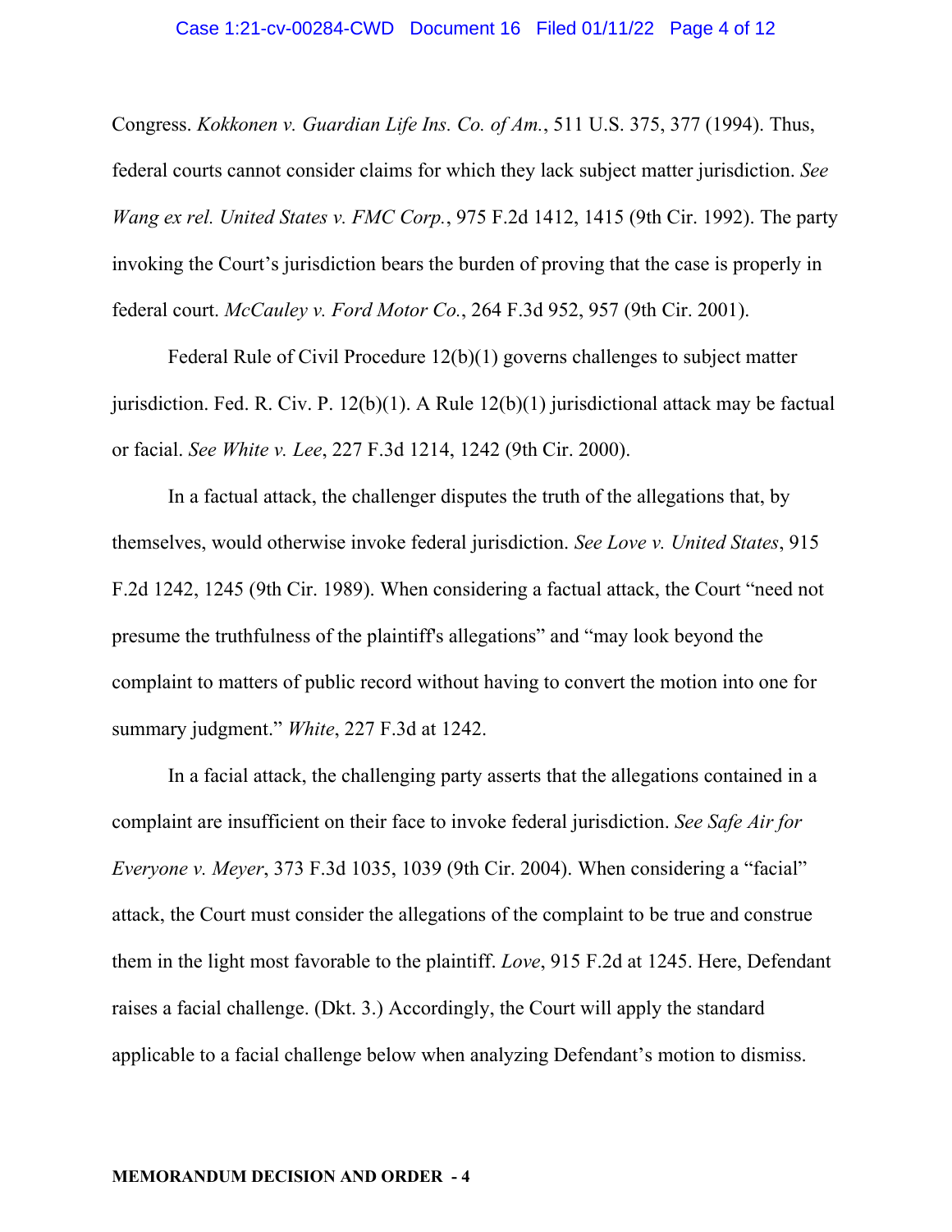Congress. *Kokkonen v. Guardian Life Ins. Co. of Am.*, 511 U.S. 375, 377 (1994). Thus, federal courts cannot consider claims for which they lack subject matter jurisdiction. *See Wang ex rel. United States v. FMC Corp.*, 975 F.2d 1412, 1415 (9th Cir. 1992). The party invoking the Court's jurisdiction bears the burden of proving that the case is properly in federal court. *McCauley v. Ford Motor Co.*, 264 F.3d 952, 957 (9th Cir. 2001).

Federal Rule of Civil Procedure 12(b)(1) governs challenges to subject matter jurisdiction. Fed. R. Civ. P. 12(b)(1). A Rule 12(b)(1) jurisdictional attack may be factual or facial. *See White v. Lee*, 227 F.3d 1214, 1242 (9th Cir. 2000).

In a factual attack, the challenger disputes the truth of the allegations that, by themselves, would otherwise invoke federal jurisdiction. *See Love v. United States*, 915 F.2d 1242, 1245 (9th Cir. 1989). When considering a factual attack, the Court "need not presume the truthfulness of the plaintiff's allegations" and "may look beyond the complaint to matters of public record without having to convert the motion into one for summary judgment." *White*, 227 F.3d at 1242.

In a facial attack, the challenging party asserts that the allegations contained in a complaint are insufficient on their face to invoke federal jurisdiction. *See Safe Air for Everyone v. Meyer*, 373 F.3d 1035, 1039 (9th Cir. 2004). When considering a "facial" attack, the Court must consider the allegations of the complaint to be true and construe them in the light most favorable to the plaintiff. *Love*, 915 F.2d at 1245. Here, Defendant raises a facial challenge. (Dkt. 3.) Accordingly, the Court will apply the standard applicable to a facial challenge below when analyzing Defendant's motion to dismiss.

**MEMORANDUM DECISION AND ORDER - 4**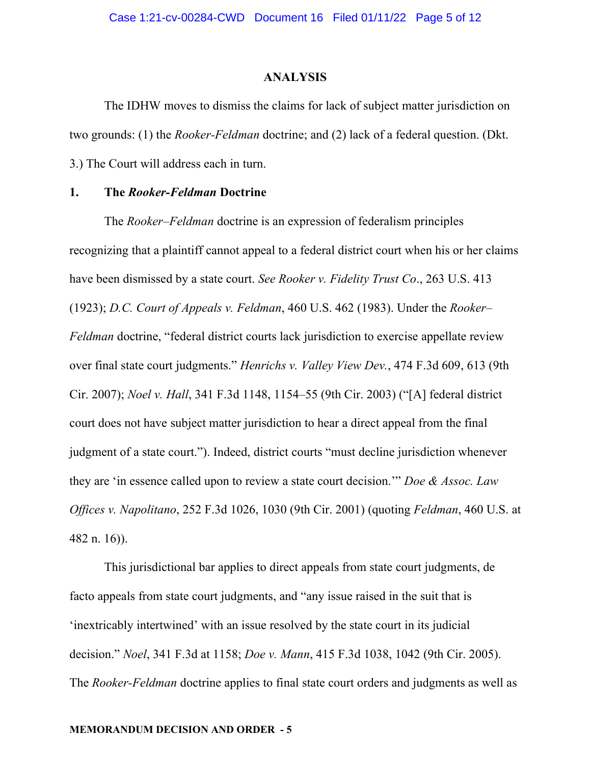## ANALYSIS

The IDHW moves to dismiss the claims for lack of subject matter jurisdiction on two grounds: (1) the *Rooker-Feldman* doctrine; and (2) lack of a federal question. (Dkt. 3.) The Court will address each in turn.

### 1. The *Rooker-Feldman* Doctrine

The *Rooker–Feldman* doctrine is an expression of federalism principles recognizing that a plaintiff cannot appeal to a federal district court when his or her claims have been dismissed by a state court. *See Rooker v. Fidelity Trust Co*., 263 U.S. 413 (1923); *D.C. Court of Appeals v. Feldman*, 460 U.S. 462 (1983). Under the *Rooker–Feldman* doctrine, "federal district courts lack jurisdiction to exercise appellate review over final state court judgments." *Henrichs v. Valley View Dev.*, 474 F.3d 609, 613 (9th Cir. 2007); *Noel v. Hall*, 341 F.3d 1148, 1154–55 (9th Cir. 2003) ("[A] federal district court does not have subject matter jurisdiction to hear a direct appeal from the final judgment of a state court."). Indeed, district courts "must decline jurisdiction whenever they are 'in essence called upon to review a state court decision.'" *Doe & Assoc. Law Offices v. Napolitano*, 252 F.3d 1026, 1030 (9th Cir. 2001) (quoting *Feldman*, 460 U.S. at 482 n. 16)).

This jurisdictional bar applies to direct appeals from state court judgments, de facto appeals from state court judgments, and "any issue raised in the suit that is 'inextricably intertwined' with an issue resolved by the state court in its judicial decision." *Noel*, 341 F.3d at 1158; *Doe v. Mann*, 415 F.3d 1038, 1042 (9th Cir. 2005). The *Rooker-Feldman* doctrine applies to final state court orders and judgments as well as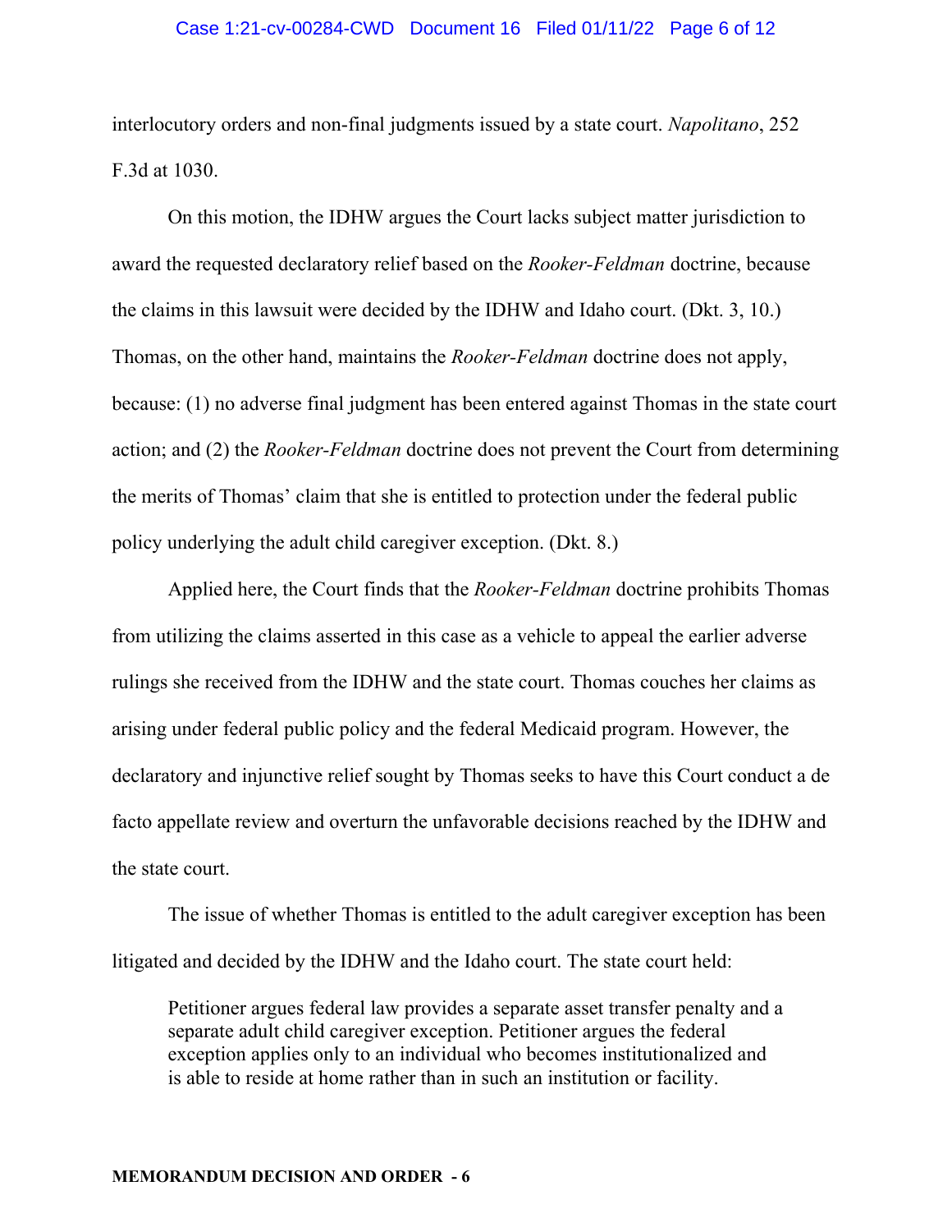interlocutory orders and non-final judgments issued by a state court. *Napolitano*, 252 F.3d at 1030.

On this motion, the IDHW argues the Court lacks subject matter jurisdiction to award the requested declaratory relief based on the *Rooker-Feldman* doctrine, because the claims in this lawsuit were decided by the IDHW and Idaho court. (Dkt. 3, 10.) Thomas, on the other hand, maintains the *Rooker-Feldman* doctrine does not apply, because: (1) no adverse final judgment has been entered against Thomas in the state court action; and (2) the *Rooker-Feldman* doctrine does not prevent the Court from determining the merits of Thomas' claim that she is entitled to protection under the federal public policy underlying the adult child caregiver exception. (Dkt. 8.)

Applied here, the Court finds that the *Rooker-Feldman* doctrine prohibits Thomas from utilizing the claims asserted in this case as a vehicle to appeal the earlier adverse rulings she received from the IDHW and the state court. Thomas couches her claims as arising under federal public policy and the federal Medicaid program. However, the declaratory and injunctive relief sought by Thomas seeks to have this Court conduct a de facto appellate review and overturn the unfavorable decisions reached by the IDHW and the state court.

The issue of whether Thomas is entitled to the adult caregiver exception has been litigated and decided by the IDHW and the Idaho court. The state court held:

> Petitioner argues federal law provides a separate asset transfer penalty and a separate adult child caregiver exception. Petitioner argues the federal exception applies only to an individual who becomes institutionalized and is able to reside at home rather than in such an institution or facility.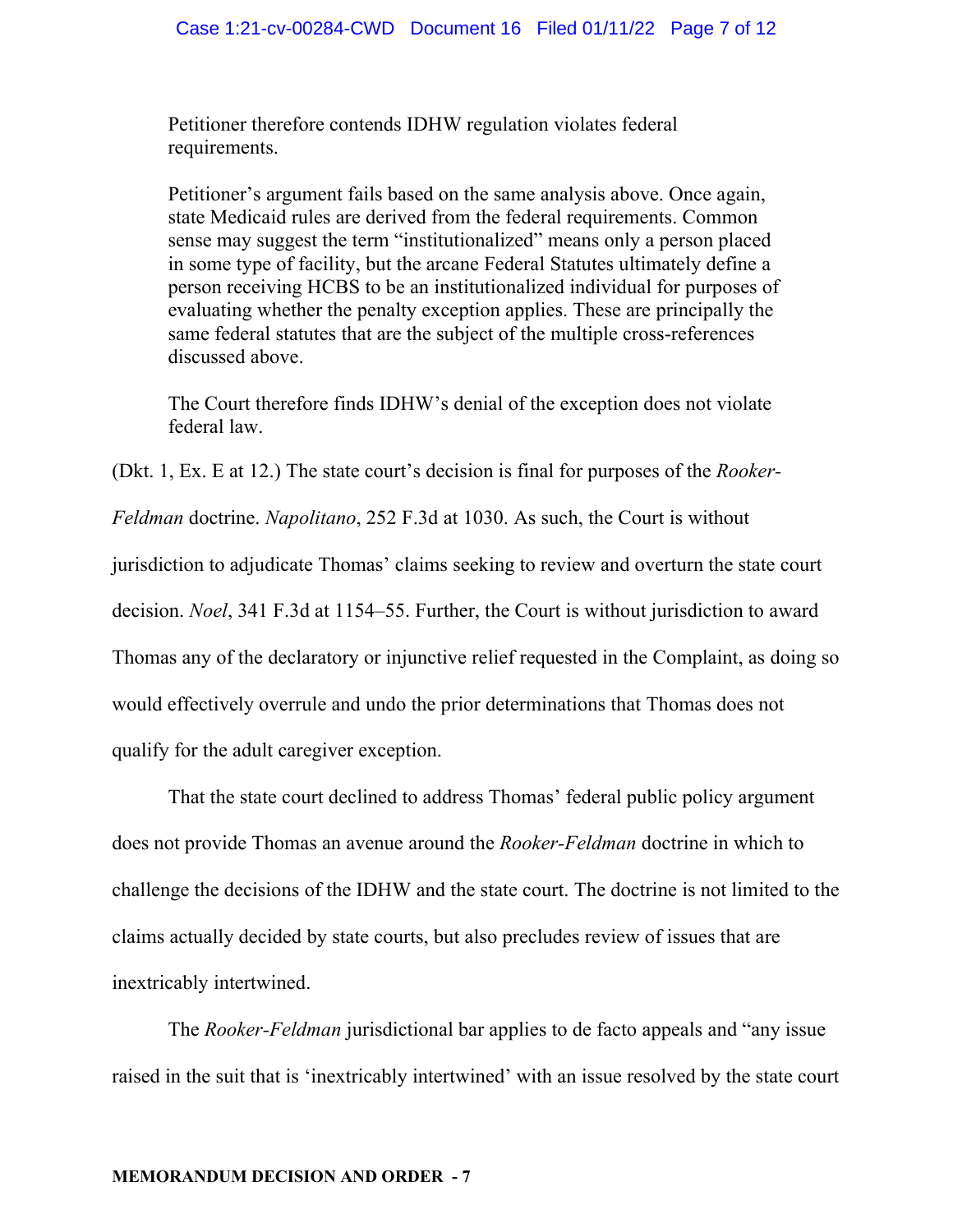> Petitioner therefore contends IDHW regulation violates federal requirements.
>
> Petitioner's argument fails based on the same analysis above. Once again, state Medicaid rules are derived from the federal requirements. Common sense may suggest the term "institutionalized" means only a person placed in some type of facility, but the arcane Federal Statutes ultimately define a person receiving HCBS to be an institutionalized individual for purposes of evaluating whether the penalty exception applies. These are principally the same federal statutes that are the subject of the multiple cross-references discussed above.
>
> The Court therefore finds IDHW's denial of the exception does not violate federal law.

(Dkt. 1, Ex. E at 12.) The state court's decision is final for purposes of the *Rooker-Feldman* doctrine. *Napolitano*, 252 F.3d at 1030. As such, the Court is without jurisdiction to adjudicate Thomas' claims seeking to review and overturn the state court decision. *Noel*, 341 F.3d at 1154–55. Further, the Court is without jurisdiction to award Thomas any of the declaratory or injunctive relief requested in the Complaint, as doing so would effectively overrule and undo the prior determinations that Thomas does not qualify for the adult caregiver exception.

That the state court declined to address Thomas' federal public policy argument does not provide Thomas an avenue around the *Rooker-Feldman* doctrine in which to challenge the decisions of the IDHW and the state court. The doctrine is not limited to the claims actually decided by state courts, but also precludes review of issues that are inextricably intertwined.

The *Rooker-Feldman* jurisdictional bar applies to de facto appeals and "any issue raised in the suit that is 'inextricably intertwined' with an issue resolved by the state court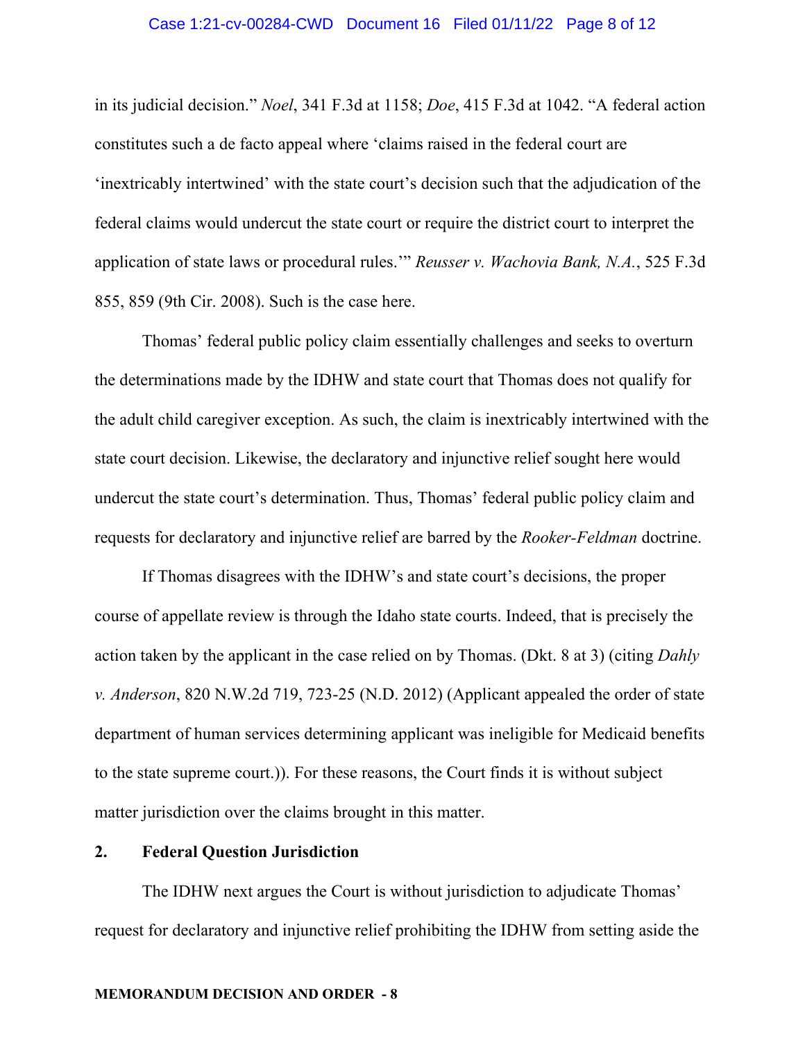in its judicial decision." *Noel*, 341 F.3d at 1158; *Doe*, 415 F.3d at 1042. "A federal action constitutes such a de facto appeal where 'claims raised in the federal court are 'inextricably intertwined' with the state court's decision such that the adjudication of the federal claims would undercut the state court or require the district court to interpret the application of state laws or procedural rules.'" *Reusser v. Wachovia Bank, N.A.*, 525 F.3d 855, 859 (9th Cir. 2008). Such is the case here.

Thomas' federal public policy claim essentially challenges and seeks to overturn the determinations made by the IDHW and state court that Thomas does not qualify for the adult child caregiver exception. As such, the claim is inextricably intertwined with the state court decision. Likewise, the declaratory and injunctive relief sought here would undercut the state court's determination. Thus, Thomas' federal public policy claim and requests for declaratory and injunctive relief are barred by the *Rooker-Feldman* doctrine.

If Thomas disagrees with the IDHW's and state court's decisions, the proper course of appellate review is through the Idaho state courts. Indeed, that is precisely the action taken by the applicant in the case relied on by Thomas. (Dkt. 8 at 3) (citing *Dahly v. Anderson*, 820 N.W.2d 719, 723-25 (N.D. 2012) (Applicant appealed the order of state department of human services determining applicant was ineligible for Medicaid benefits to the state supreme court.)). For these reasons, the Court finds it is without subject matter jurisdiction over the claims brought in this matter.

**2. Federal Question Jurisdiction**

The IDHW next argues the Court is without jurisdiction to adjudicate Thomas' request for declaratory and injunctive relief prohibiting the IDHW from setting aside the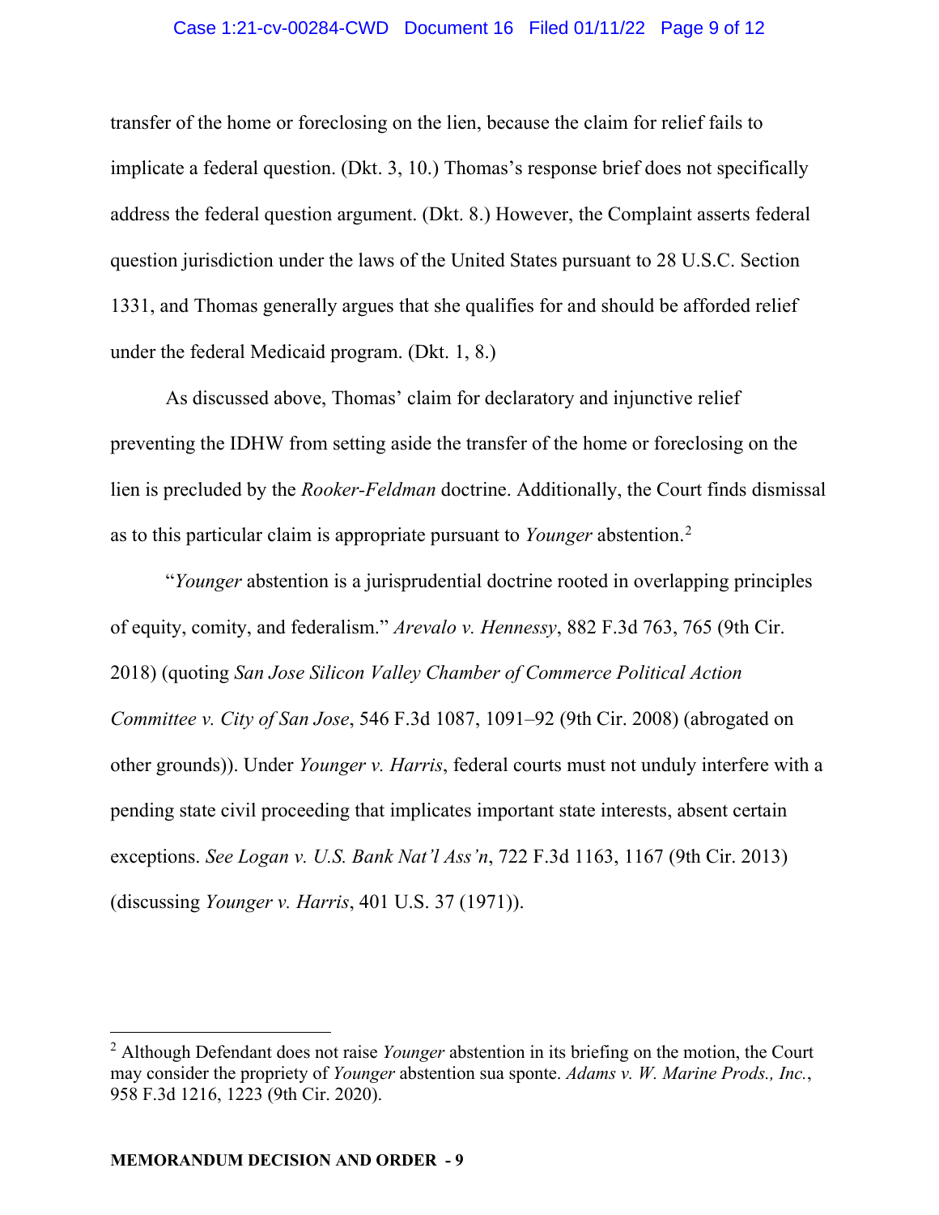transfer of the home or foreclosing on the lien, because the claim for relief fails to implicate a federal question. (Dkt. 3, 10.) Thomas's response brief does not specifically address the federal question argument. (Dkt. 8.) However, the Complaint asserts federal question jurisdiction under the laws of the United States pursuant to 28 U.S.C. Section 1331, and Thomas generally argues that she qualifies for and should be afforded relief under the federal Medicaid program. (Dkt. 1, 8.)

As discussed above, Thomas' claim for declaratory and injunctive relief preventing the IDHW from setting aside the transfer of the home or foreclosing on the lien is precluded by the *Rooker-Feldman* doctrine. Additionally, the Court finds dismissal as to this particular claim is appropriate pursuant to *Younger* abstention.[2]

"*Younger* abstention is a jurisprudential doctrine rooted in overlapping principles of equity, comity, and federalism." *Arevalo v. Hennessy*, 882 F.3d 763, 765 (9th Cir. 2018) (quoting *San Jose Silicon Valley Chamber of Commerce Political Action Committee v. City of San Jose*, 546 F.3d 1087, 1091–92 (9th Cir. 2008) (abrogated on other grounds)). Under *Younger v. Harris*, federal courts must not unduly interfere with a pending state civil proceeding that implicates important state interests, absent certain exceptions. *See Logan v. U.S. Bank Nat'l Ass'n*, 722 F.3d 1163, 1167 (9th Cir. 2013) (discussing *Younger v. Harris*, 401 U.S. 37 (1971)).

---

[2] Although Defendant does not raise *Younger* abstention in its briefing on the motion, the Court may consider the propriety of *Younger* abstention sua sponte. *Adams v. W. Marine Prods., Inc.*, 958 F.3d 1216, 1223 (9th Cir. 2020).

**MEMORANDUM DECISION AND ORDER - 9**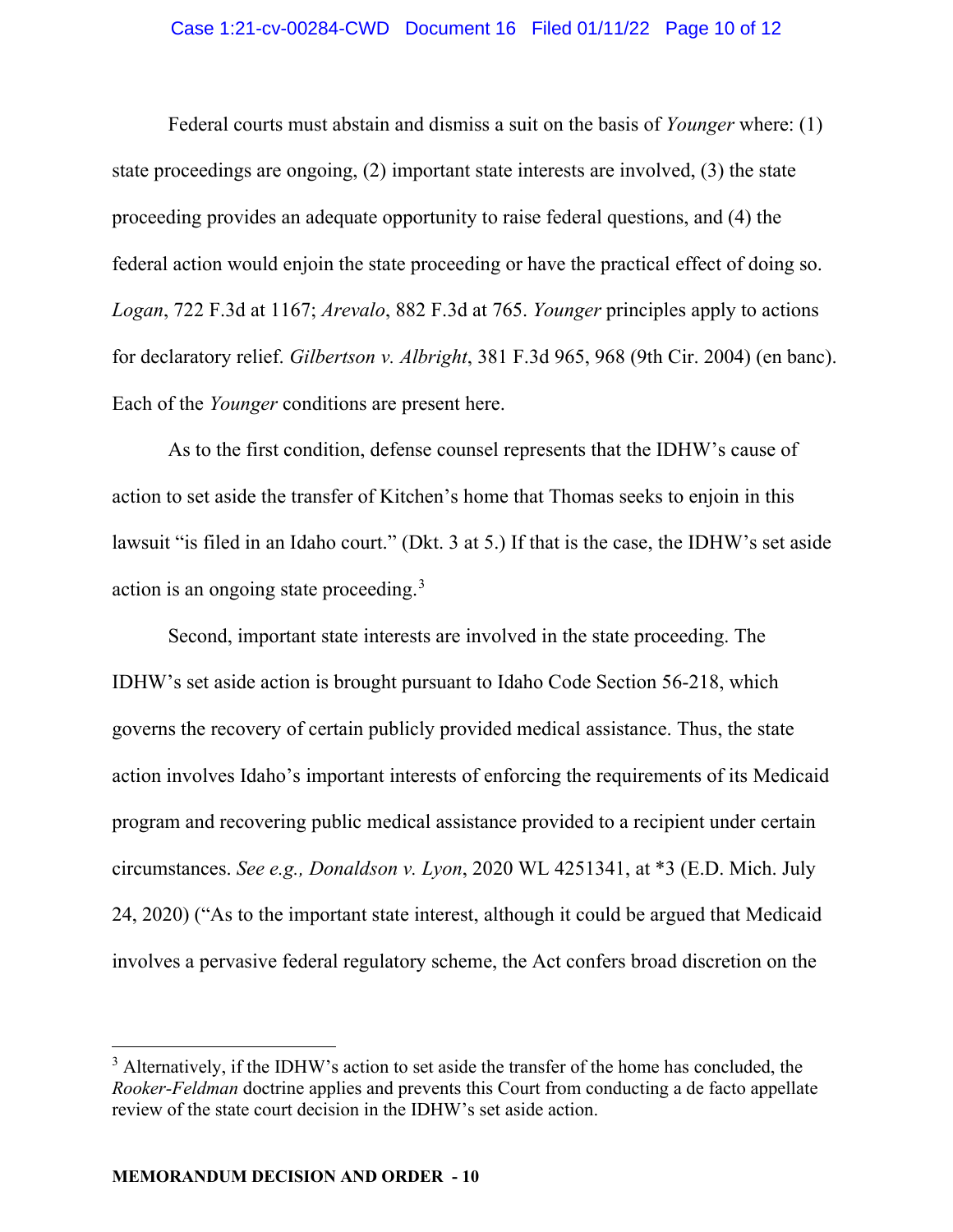Federal courts must abstain and dismiss a suit on the basis of *Younger* where: (1) state proceedings are ongoing, (2) important state interests are involved, (3) the state proceeding provides an adequate opportunity to raise federal questions, and (4) the federal action would enjoin the state proceeding or have the practical effect of doing so. *Logan*, 722 F.3d at 1167; *Arevalo*, 882 F.3d at 765. *Younger* principles apply to actions for declaratory relief. *Gilbertson v. Albright*, 381 F.3d 965, 968 (9th Cir. 2004) (en banc). Each of the *Younger* conditions are present here.

As to the first condition, defense counsel represents that the IDHW's cause of action to set aside the transfer of Kitchen's home that Thomas seeks to enjoin in this lawsuit "is filed in an Idaho court." (Dkt. 3 at 5.) If that is the case, the IDHW's set aside action is an ongoing state proceeding.[3]

Second, important state interests are involved in the state proceeding. The IDHW's set aside action is brought pursuant to Idaho Code Section 56-218, which governs the recovery of certain publicly provided medical assistance. Thus, the state action involves Idaho's important interests of enforcing the requirements of its Medicaid program and recovering public medical assistance provided to a recipient under certain circumstances. *See e.g., Donaldson v. Lyon*, 2020 WL 4251341, at *3 (E.D. Mich. July 24, 2020) ("As to the important state interest, although it could be argued that Medicaid involves a pervasive federal regulatory scheme, the Act confers broad discretion on the

---

[3] Alternatively, if the IDHW's action to set aside the transfer of the home has concluded, the *Rooker-Feldman* doctrine applies and prevents this Court from conducting a de facto appellate review of the state court decision in the IDHW's set aside action.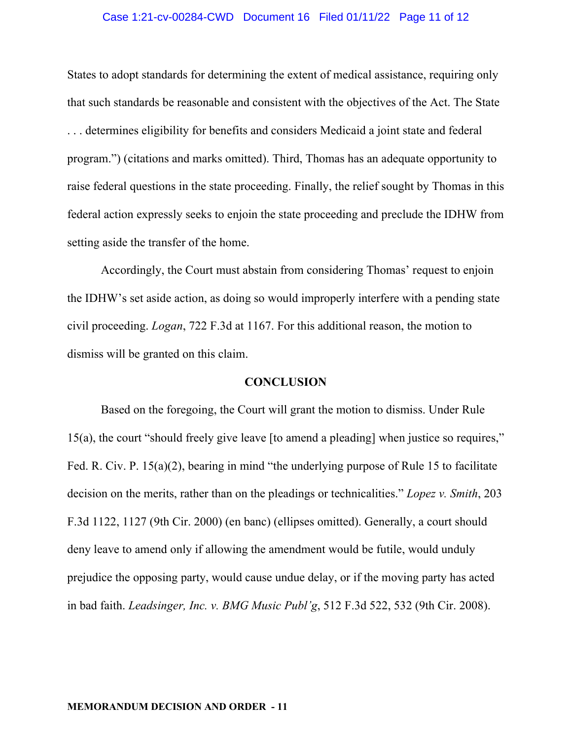States to adopt standards for determining the extent of medical assistance, requiring only that such standards be reasonable and consistent with the objectives of the Act. The State . . . determines eligibility for benefits and considers Medicaid a joint state and federal program.") (citations and marks omitted). Third, Thomas has an adequate opportunity to raise federal questions in the state proceeding. Finally, the relief sought by Thomas in this federal action expressly seeks to enjoin the state proceeding and preclude the IDHW from setting aside the transfer of the home.

Accordingly, the Court must abstain from considering Thomas' request to enjoin the IDHW's set aside action, as doing so would improperly interfere with a pending state civil proceeding. *Logan*, 722 F.3d at 1167. For this additional reason, the motion to dismiss will be granted on this claim.

**CONCLUSION**

Based on the foregoing, the Court will grant the motion to dismiss. Under Rule 15(a), the court "should freely give leave [to amend a pleading] when justice so requires," Fed. R. Civ. P. 15(a)(2), bearing in mind "the underlying purpose of Rule 15 to facilitate decision on the merits, rather than on the pleadings or technicalities." *Lopez v. Smith*, 203 F.3d 1122, 1127 (9th Cir. 2000) (en banc) (ellipses omitted). Generally, a court should deny leave to amend only if allowing the amendment would be futile, would unduly prejudice the opposing party, would cause undue delay, or if the moving party has acted in bad faith. *Leadsinger, Inc. v. BMG Music Publ'g*, 512 F.3d 522, 532 (9th Cir. 2008).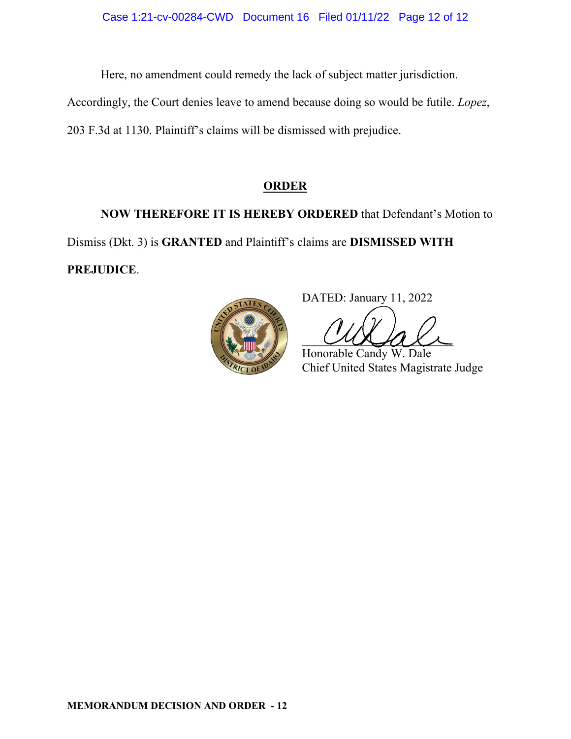Here, no amendment could remedy the lack of subject matter jurisdiction. Accordingly, the Court denies leave to amend because doing so would be futile. *Lopez*, 203 F.3d at 1130. Plaintiff's claims will be dismissed with prejudice.

## ORDER

**NOW THEREFORE IT IS HEREBY ORDERED** that Defendant's Motion to Dismiss (Dkt. 3) is **GRANTED** and Plaintiff's claims are **DISMISSED WITH PREJUDICE**.

DATED: January 11, 2022

Honorable Candy W. Dale
Chief United States Magistrate Judge

**MEMORANDUM DECISION AND ORDER - 12**